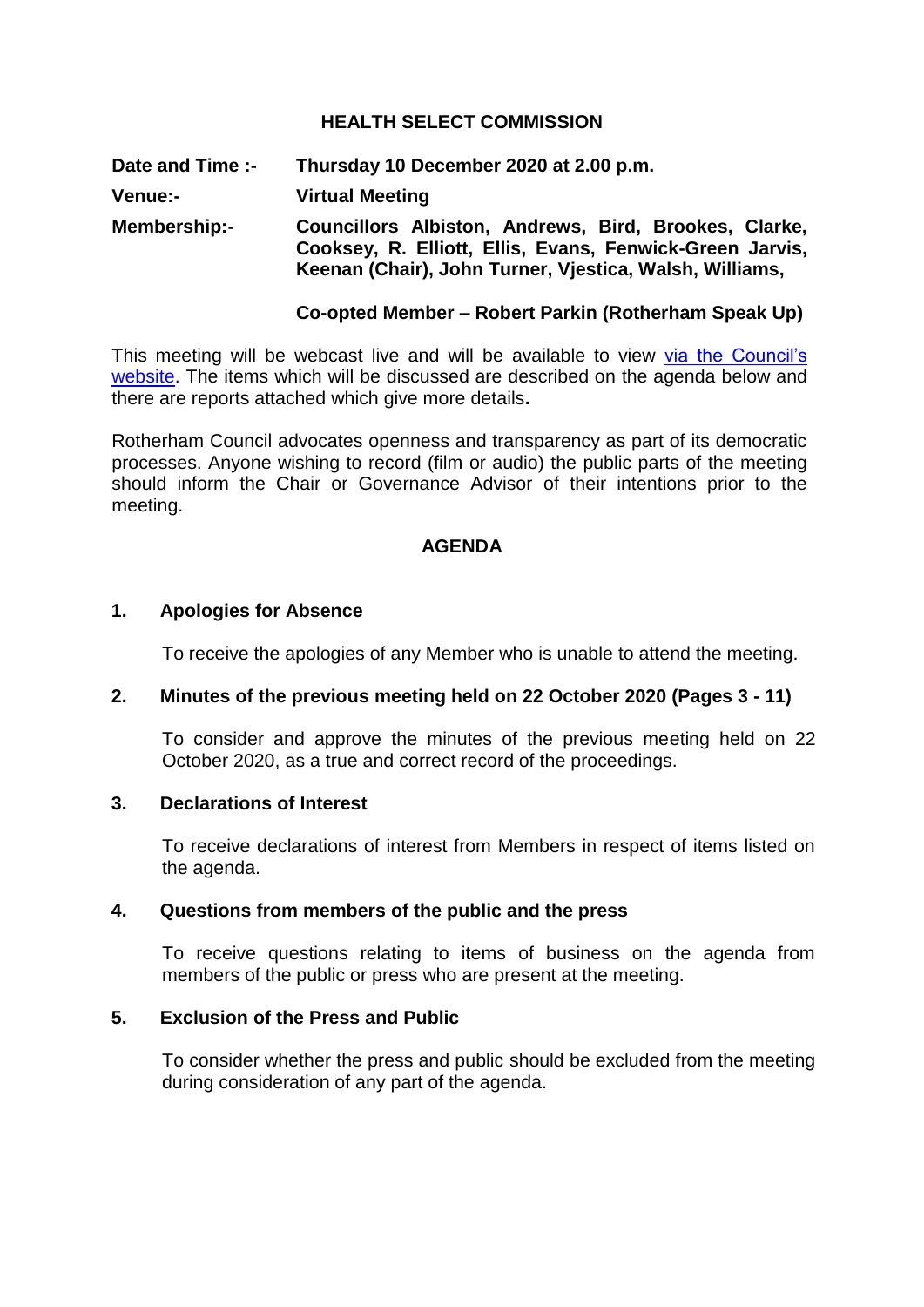# HEALTH SELECT COMMISSION

**Date and Time :-** **Thursday 10 December 2020 at 2.00 p.m.**

**Venue:-** **Virtual Meeting**

**Membership:-** **Councillors Albiston, Andrews, Bird, Brookes, Clarke, Cooksey, R. Elliott, Ellis, Evans, Fenwick-Green Jarvis, Keenan (Chair), John Turner, Vjestica, Walsh, Williams,**

**Co-opted Member – Robert Parkin (Rotherham Speak Up)**

This meeting will be webcast live and will be available to view via the Council's website. The items which will be discussed are described on the agenda below and there are reports attached which give more details**.**

Rotherham Council advocates openness and transparency as part of its democratic processes. Anyone wishing to record (film or audio) the public parts of the meeting should inform the Chair or Governance Advisor of their intentions prior to the meeting.

## AGENDA

**1. Apologies for Absence**

To receive the apologies of any Member who is unable to attend the meeting.

**2. Minutes of the previous meeting held on 22 October 2020 (Pages 3 - 11)**

To consider and approve the minutes of the previous meeting held on 22 October 2020, as a true and correct record of the proceedings.

**3. Declarations of Interest**

To receive declarations of interest from Members in respect of items listed on the agenda.

**4. Questions from members of the public and the press**

To receive questions relating to items of business on the agenda from members of the public or press who are present at the meeting.

**5. Exclusion of the Press and Public**

To consider whether the press and public should be excluded from the meeting during consideration of any part of the agenda.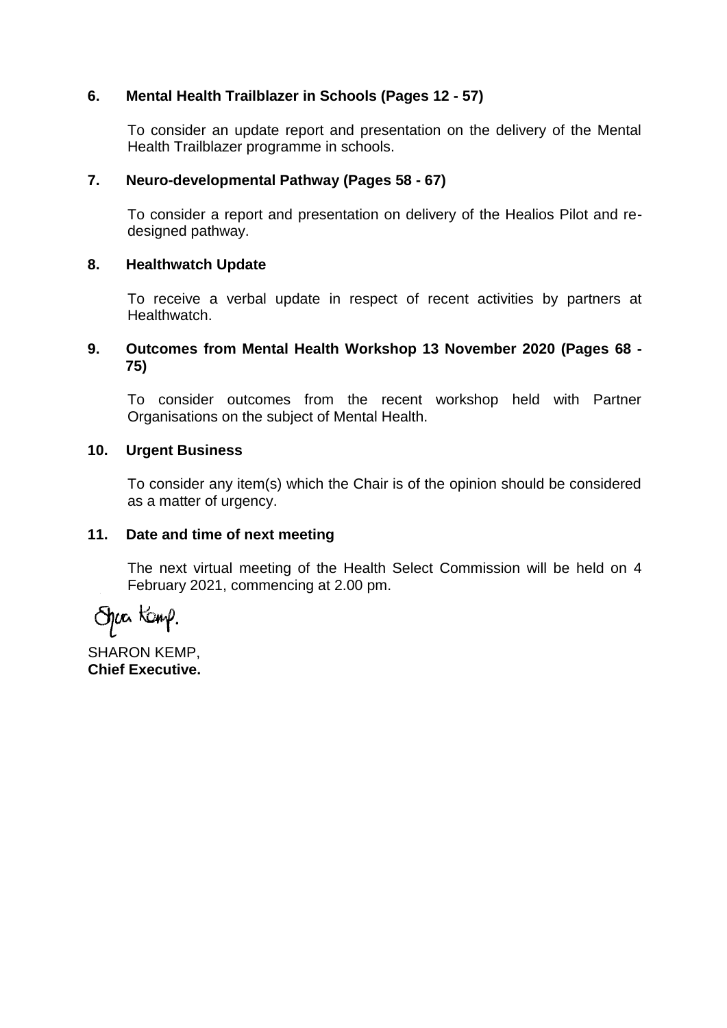**6. Mental Health Trailblazer in Schools (Pages 12 - 57)**

To consider an update report and presentation on the delivery of the Mental Health Trailblazer programme in schools.

**7. Neuro-developmental Pathway (Pages 58 - 67)**

To consider a report and presentation on delivery of the Healios Pilot and re-designed pathway.

**8. Healthwatch Update**

To receive a verbal update in respect of recent activities by partners at Healthwatch.

**9. Outcomes from Mental Health Workshop 13 November 2020 (Pages 68 - 75)**

To consider outcomes from the recent workshop held with Partner Organisations on the subject of Mental Health.

**10. Urgent Business**

To consider any item(s) which the Chair is of the opinion should be considered as a matter of urgency.

**11. Date and time of next meeting**

The next virtual meeting of the Health Select Commission will be held on 4 February 2021, commencing at 2.00 pm.

SHARON KEMP,
**Chief Executive.**